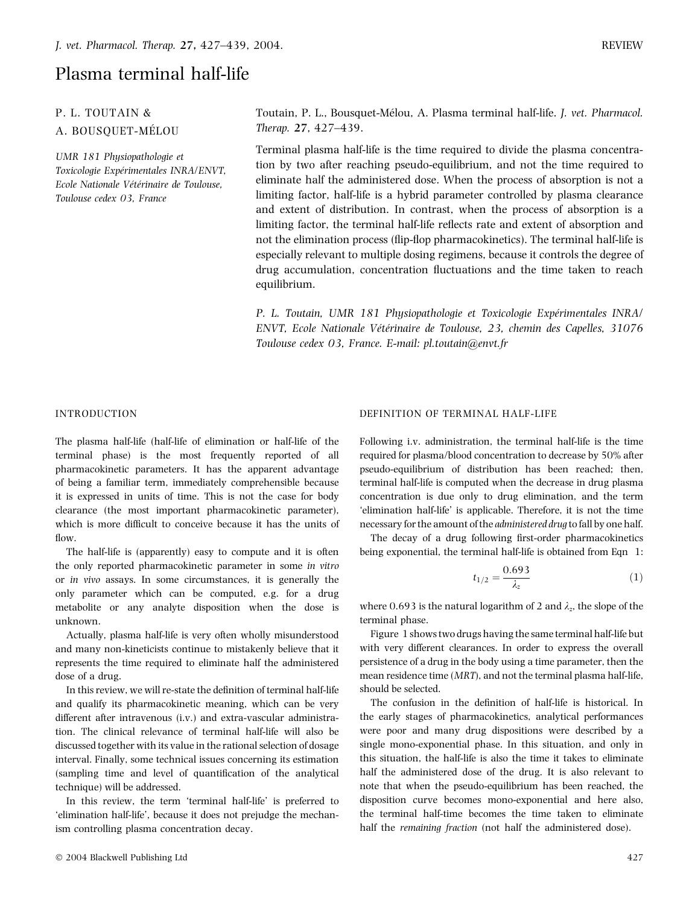REVIEW

# Plasma terminal half-life

P. L. TOUTAIN &
A. BOUSQUET-MÉLOU

*UMR 181 Physiopathologie et Toxicologie Expérimentales INRA/ENVT, Ecole Nationale Vétérinaire de Toulouse, Toulouse cedex 03, France*

Toutain, P. L., Bousquet-Mélou, A. Plasma terminal half-life. *J. vet. Pharmacol. Therap.* **27**, 427–439.

Terminal plasma half-life is the time required to divide the plasma concentration by two after reaching pseudo-equilibrium, and not the time required to eliminate half the administered dose. When the process of absorption is not a limiting factor, half-life is a hybrid parameter controlled by plasma clearance and extent of distribution. In contrast, when the process of absorption is a limiting factor, the terminal half-life reflects rate and extent of absorption and not the elimination process (flip-flop pharmacokinetics). The terminal half-life is especially relevant to multiple dosing regimens, because it controls the degree of drug accumulation, concentration fluctuations and the time taken to reach equilibrium.

*P. L. Toutain, UMR 181 Physiopathologie et Toxicologie Expérimentales INRA/ENVT, Ecole Nationale Vétérinaire de Toulouse, 23, chemin des Capelles, 31076 Toulouse cedex 03, France. E-mail: pl.toutain@envt.fr*

## INTRODUCTION

The plasma half-life (half-life of elimination or half-life of the terminal phase) is the most frequently reported of all pharmacokinetic parameters. It has the apparent advantage of being a familiar term, immediately comprehensible because it is expressed in units of time. This is not the case for body clearance (the most important pharmacokinetic parameter), which is more difficult to conceive because it has the units of flow.

The half-life is (apparently) easy to compute and it is often the only reported pharmacokinetic parameter in some *in vitro* or *in vivo* assays. In some circumstances, it is generally the only parameter which can be computed, e.g. for a drug metabolite or any analyte disposition when the dose is unknown.

Actually, plasma half-life is very often wholly misunderstood and many non-kineticists continue to mistakenly believe that it represents the time required to eliminate half the administered dose of a drug.

In this review, we will re-state the definition of terminal half-life and qualify its pharmacokinetic meaning, which can be very different after intravenous (i.v.) and extra-vascular administration. The clinical relevance of terminal half-life will also be discussed together with its value in the rational selection of dosage interval. Finally, some technical issues concerning its estimation (sampling time and level of quantification of the analytical technique) will be addressed.

In this review, the term 'terminal half-life' is preferred to 'elimination half-life', because it does not prejudge the mechanism controlling plasma concentration decay.

## DEFINITION OF TERMINAL HALF-LIFE

Following i.v. administration, the terminal half-life is the time required for plasma/blood concentration to decrease by 50% after pseudo-equilibrium of distribution has been reached; then, terminal half-life is computed when the decrease in drug plasma concentration is due only to drug elimination, and the term 'elimination half-life' is applicable. Therefore, it is not the time necessary for the amount of the *administered drug* to fall by one half.

The decay of a drug following first-order pharmacokinetics being exponential, the terminal half-life is obtained from Eqn 1:

$$t_{1/2} = \frac{0.693}{\lambda_z} \tag{1}$$

where 0.693 is the natural logarithm of 2 and $\lambda_z$, the slope of the terminal phase.

Figure 1 shows two drugs having the same terminal half-life but with very different clearances. In order to express the overall persistence of a drug in the body using a time parameter, then the mean residence time (*MRT*), and not the terminal plasma half-life, should be selected.

The confusion in the definition of half-life is historical. In the early stages of pharmacokinetics, analytical performances were poor and many drug dispositions were described by a single mono-exponential phase. In this situation, and only in this situation, the half-life is also the time it takes to eliminate half the administered dose of the drug. It is also relevant to note that when the pseudo-equilibrium has been reached, the disposition curve becomes mono-exponential and here also, the terminal half-time becomes the time taken to eliminate half the *remaining fraction* (not half the administered dose).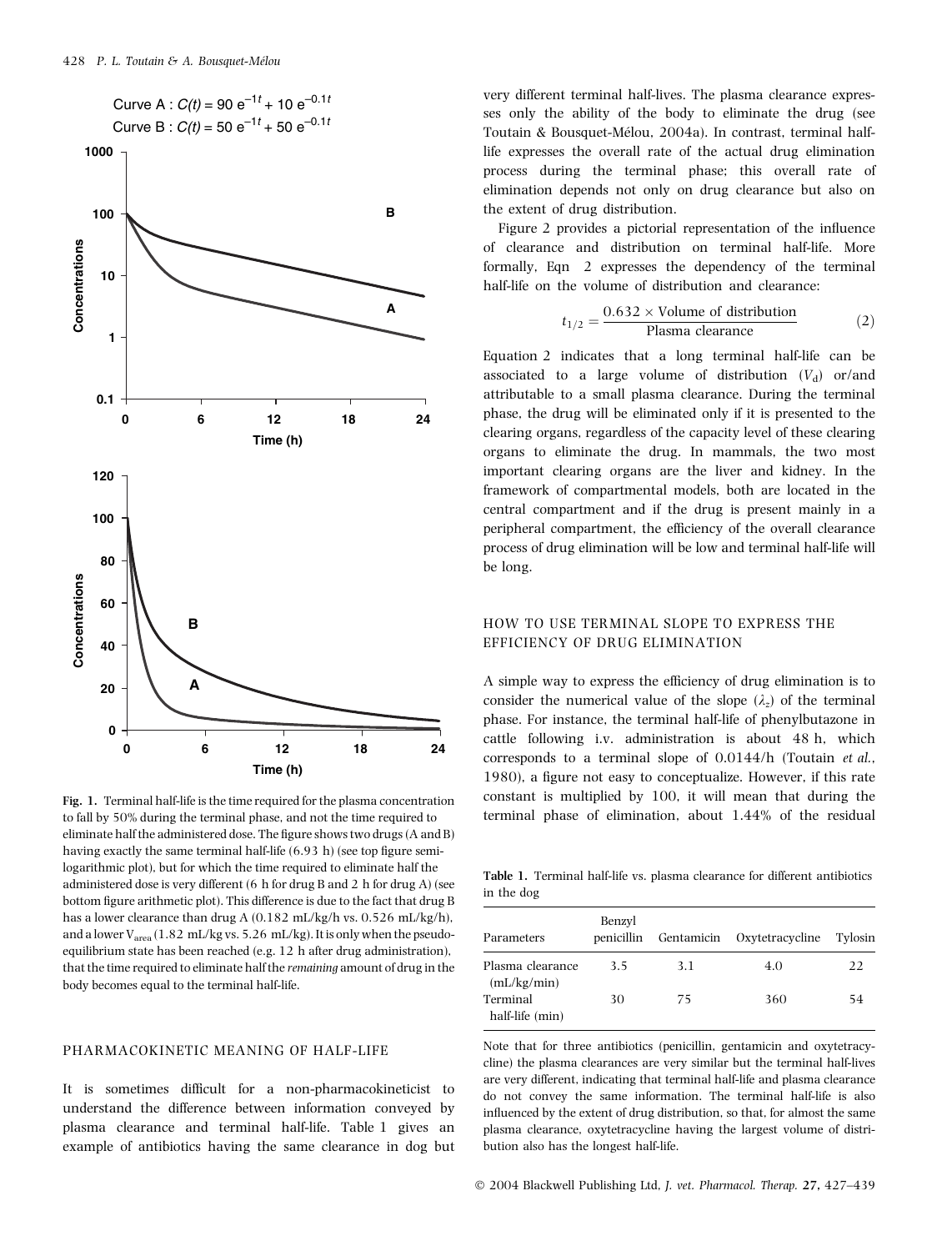Curve A : $C(t) = 90\ e^{-1t} + 10\ e^{-0.1t}$

Curve B : $C(t) = 50\ e^{-1t} + 50\ e^{-0.1t}$

**Fig. 1.** Terminal half-life is the time required for the plasma concentration to fall by 50% during the terminal phase, and not the time required to eliminate half the administered dose. The figure shows two drugs (A and B) having exactly the same terminal half-life (6.93 h) (see top figure semi-logarithmic plot), but for which the time required to eliminate half the administered dose is very different (6 h for drug B and 2 h for drug A) (see bottom figure arithmetic plot). This difference is due to the fact that drug B has a lower clearance than drug A (0.182 mL/kg/h vs. 0.526 mL/kg/h), and a lower $V_{area}$ (1.82 mL/kg vs. 5.26 mL/kg). It is only when the pseudo-equilibrium state has been reached (e.g. 12 h after drug administration), that the time required to eliminate half the *remaining* amount of drug in the body becomes equal to the terminal half-life.

## PHARMACOKINETIC MEANING OF HALF-LIFE

It is sometimes difficult for a non-pharmacokineticist to understand the difference between information conveyed by plasma clearance and terminal half-life. Table 1 gives an example of antibiotics having the same clearance in dog but very different terminal half-lives. The plasma clearance expresses only the ability of the body to eliminate the drug (see Toutain & Bousquet-Mélou, 2004a). In contrast, terminal half-life expresses the overall rate of the actual drug elimination process during the terminal phase; this overall rate of elimination depends not only on drug clearance but also on the extent of drug distribution.

Figure 2 provides a pictorial representation of the influence of clearance and distribution on terminal half-life. More formally, Eqn 2 expresses the dependency of the terminal half-life on the volume of distribution and clearance:

$$t_{1/2} = \frac{0.632 \times \text{Volume of distribution}}{\text{Plasma clearance}} \qquad (2)$$

Equation 2 indicates that a long terminal half-life can be associated to a large volume of distribution ($V_d$) or/and attributable to a small plasma clearance. During the terminal phase, the drug will be eliminated only if it is presented to the clearing organs, regardless of the capacity level of these clearing organs to eliminate the drug. In mammals, the two most important clearing organs are the liver and kidney. In the framework of compartmental models, both are located in the central compartment and if the drug is present mainly in a peripheral compartment, the efficiency of the overall clearance process of drug elimination will be low and terminal half-life will be long.

## HOW TO USE TERMINAL SLOPE TO EXPRESS THE EFFICIENCY OF DRUG ELIMINATION

A simple way to express the efficiency of drug elimination is to consider the numerical value of the slope ($\lambda_z$) of the terminal phase. For instance, the terminal half-life of phenylbutazone in cattle following i.v. administration is about 48 h, which corresponds to a terminal slope of 0.0144/h (Toutain *et al.*, 1980), a figure not easy to conceptualize. However, if this rate constant is multiplied by 100, it will mean that during the terminal phase of elimination, about 1.44% of the residual

**Table 1.** Terminal half-life vs. plasma clearance for different antibiotics in the dog

| Parameters | Benzyl penicillin | Gentamicin | Oxytetracycline | Tylosin |
|---|---|---|---|---|
| Plasma clearance (mL/kg/min) | 3.5 | 3.1 | 4.0 | 22 |
| Terminal half-life (min) | 30 | 75 | 360 | 54 |

Note that for three antibiotics (penicillin, gentamicin and oxytetracycline) the plasma clearances are very similar but the terminal half-lives are very different, indicating that terminal half-life and plasma clearance do not convey the same information. The terminal half-life is also influenced by the extent of drug distribution, so that, for almost the same plasma clearance, oxytetracycline having the largest volume of distribution also has the longest half-life.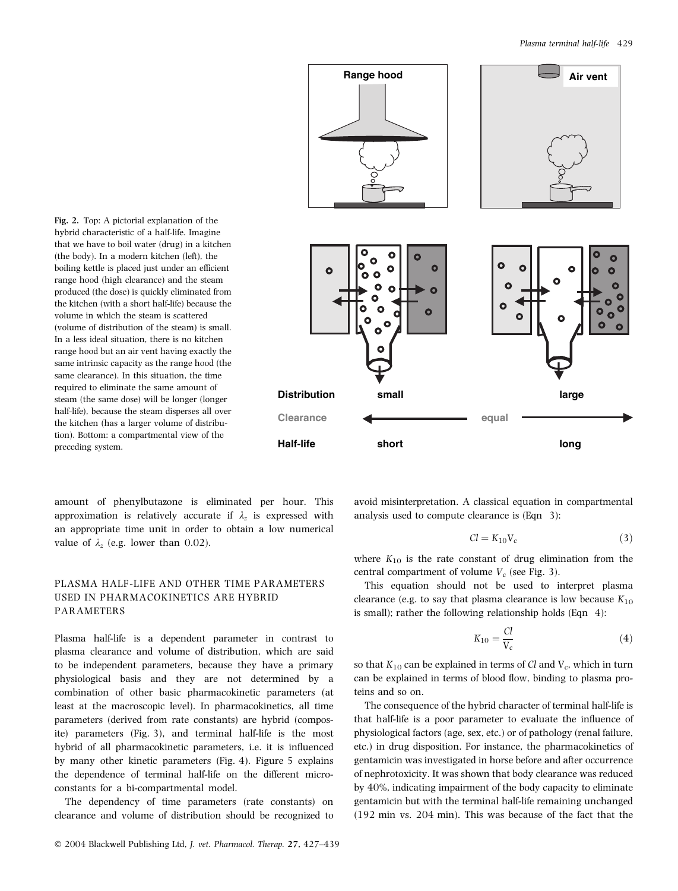Fig. 2. Top: A pictorial explanation of the hybrid characteristic of a half-life. Imagine that we have to boil water (drug) in a kitchen (the body). In a modern kitchen (left), the boiling kettle is placed just under an efficient range hood (high clearance) and the steam produced (the dose) is quickly eliminated from the kitchen (with a short half-life) because the volume in which the steam is scattered (volume of distribution of the steam) is small. In a less ideal situation, there is no kitchen range hood but an air vent having exactly the same intrinsic capacity as the range hood (the same clearance). In this situation, the time required to eliminate the same amount of steam (the same dose) will be longer (longer half-life), because the steam disperses all over the kitchen (has a larger volume of distribution). Bottom: a compartmental view of the preceding system.

amount of phenylbutazone is eliminated per hour. This approximation is relatively accurate if $\lambda_z$ is expressed with an appropriate time unit in order to obtain a low numerical value of $\lambda_z$ (e.g. lower than 0.02).

## PLASMA HALF-LIFE AND OTHER TIME PARAMETERS USED IN PHARMACOKINETICS ARE HYBRID PARAMETERS

Plasma half-life is a dependent parameter in contrast to plasma clearance and volume of distribution, which are said to be independent parameters, because they have a primary physiological basis and they are not determined by a combination of other basic pharmacokinetic parameters (at least at the macroscopic level). In pharmacokinetics, all time parameters (derived from rate constants) are hybrid (composite) parameters (Fig. 3), and terminal half-life is the most hybrid of all pharmacokinetic parameters, i.e. it is influenced by many other kinetic parameters (Fig. 4). Figure 5 explains the dependence of terminal half-life on the different microconstants for a bi-compartmental model.

The dependency of time parameters (rate constants) on clearance and volume of distribution should be recognized to avoid misinterpretation. A classical equation in compartmental analysis used to compute clearance is (Eqn 3):

$$Cl = K_{10}V_c \tag{3}$$

where $K_{10}$ is the rate constant of drug elimination from the central compartment of volume $V_c$ (see Fig. 3).

This equation should not be used to interpret plasma clearance (e.g. to say that plasma clearance is low because $K_{10}$ is small); rather the following relationship holds (Eqn 4):

$$K_{10} = \frac{Cl}{V_c} \tag{4}$$

so that $K_{10}$ can be explained in terms of $Cl$ and $V_c$, which in turn can be explained in terms of blood flow, binding to plasma proteins and so on.

The consequence of the hybrid character of terminal half-life is that half-life is a poor parameter to evaluate the influence of physiological factors (age, sex, etc.) or of pathology (renal failure, etc.) in drug disposition. For instance, the pharmacokinetics of gentamicin was investigated in horse before and after occurrence of nephrotoxicity. It was shown that body clearance was reduced by 40%, indicating impairment of the body capacity to eliminate gentamicin but with the terminal half-life remaining unchanged (192 min vs. 204 min). This was because of the fact that the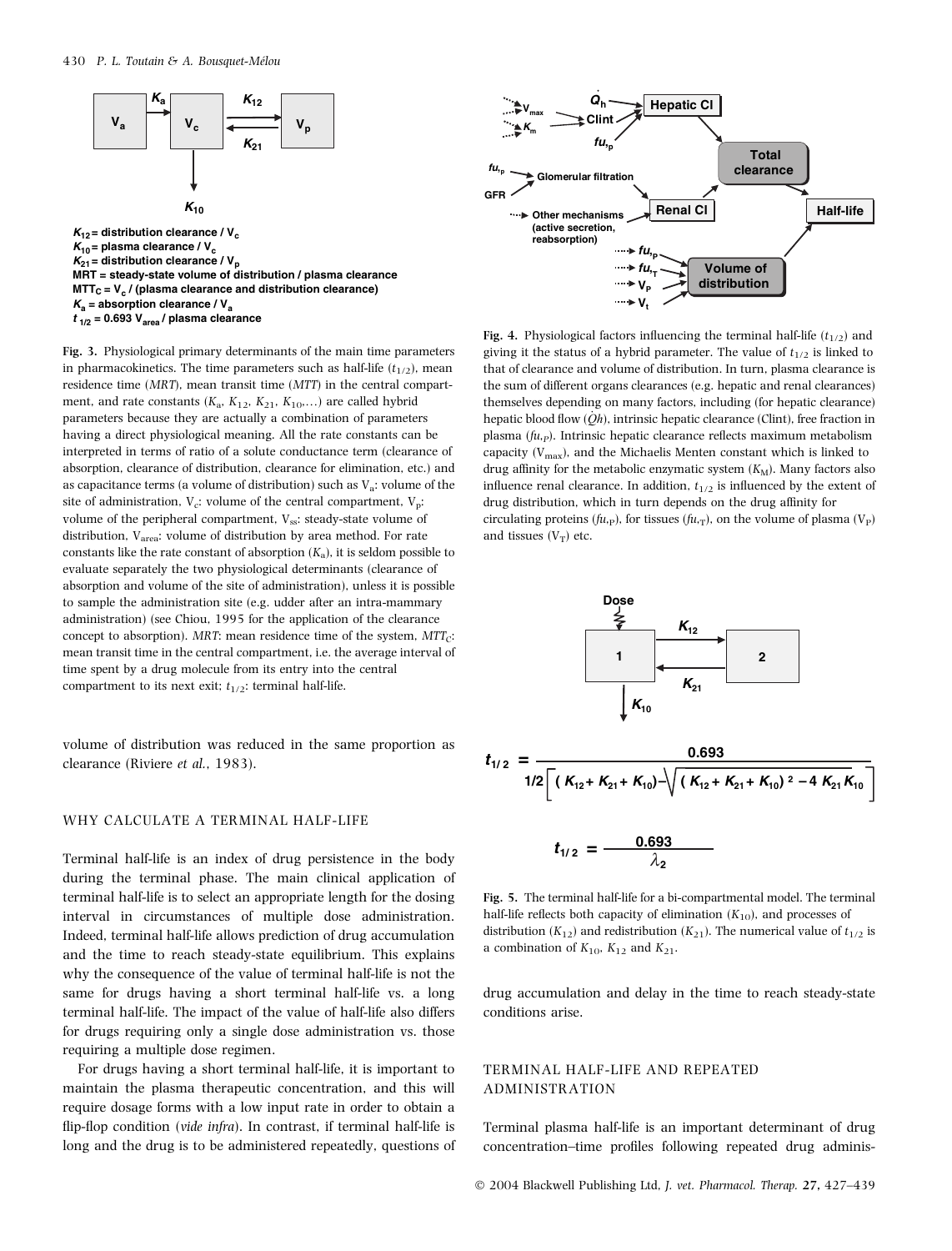$K_{12}$ = distribution clearance / $V_c$
$K_{10}$ = plasma clearance / $V_c$
$K_{21}$ = distribution clearance / $V_p$
MRT = steady-state volume of distribution / plasma clearance
$MTT_C$ = $V_c$ / (plasma clearance and distribution clearance)
$K_a$ = absorption clearance / $V_a$
$t_{1/2}$ = 0.693 $V_{area}$ / plasma clearance

**Fig. 3.** Physiological primary determinants of the main time parameters in pharmacokinetics. The time parameters such as half-life ($t_{1/2}$), mean residence time (*MRT*), mean transit time (*MTT*) in the central compartment, and rate constants ($K_a$, $K_{12}$, $K_{21}$, $K_{10}$,…) are called hybrid parameters because they are actually a combination of parameters having a direct physiological meaning. All the rate constants can be interpreted in terms of ratio of a solute conductance term (clearance of absorption, clearance of distribution, clearance for elimination, etc.) and as capacitance terms (a volume of distribution) such as $V_a$: volume of the site of administration, $V_c$: volume of the central compartment, $V_p$: volume of the peripheral compartment, $V_{ss}$: steady-state volume of distribution, $V_{area}$: volume of distribution by area method. For rate constants like the rate constant of absorption ($K_a$), it is seldom possible to evaluate separately the two physiological determinants (clearance of absorption and volume of the site of administration), unless it is possible to sample the administration site (e.g. udder after an intra-mammary administration) (see Chiou, 1995 for the application of the clearance concept to absorption). *MRT*: mean residence time of the system, $MTT_C$: mean transit time in the central compartment, i.e. the average interval of time spent by a drug molecule from its entry into the central compartment to its next exit; $t_{1/2}$: terminal half-life.

volume of distribution was reduced in the same proportion as clearance (Riviere *et al.*, 1983).

## WHY CALCULATE A TERMINAL HALF-LIFE

Terminal half-life is an index of drug persistence in the body during the terminal phase. The main clinical application of terminal half-life is to select an appropriate length for the dosing interval in circumstances of multiple dose administration. Indeed, terminal half-life allows prediction of drug accumulation and the time to reach steady-state equilibrium. This explains why the consequence of the value of terminal half-life is not the same for drugs having a short terminal half-life vs. a long terminal half-life. The impact of the value of half-life also differs for drugs requiring only a single dose administration vs. those requiring a multiple dose regimen.

For drugs having a short terminal half-life, it is important to maintain the plasma therapeutic concentration, and this will require dosage forms with a low input rate in order to obtain a flip-flop condition (*vide infra*). In contrast, if terminal half-life is long and the drug is to be administered repeatedly, questions of drug accumulation and delay in the time to reach steady-state conditions arise.

**Fig. 4.** Physiological factors influencing the terminal half-life ($t_{1/2}$) and giving it the status of a hybrid parameter. The value of $t_{1/2}$ is linked to that of clearance and volume of distribution. In turn, plasma clearance is the sum of different organs clearances (e.g. hepatic and renal clearances) themselves depending on many factors, including (for hepatic clearance) hepatic blood flow ($\dot{Q}h$), intrinsic hepatic clearance (Clint), free fraction in plasma ($fu,_P$). Intrinsic hepatic clearance reflects maximum metabolism capacity ($V_{max}$), and the Michaelis Menten constant which is linked to drug affinity for the metabolic enzymatic system ($K_M$). Many factors also influence renal clearance. In addition, $t_{1/2}$ is influenced by the extent of drug distribution, which in turn depends on the drug affinity for circulating proteins ($fu,_P$), for tissues ($fu,_T$), on the volume of plasma ($V_P$) and tissues ($V_T$) etc.

$$t_{1/2} = \frac{0.693}{1/2\left[(K_{12}+K_{21}+K_{10})-\sqrt{(K_{12}+K_{21}+K_{10})^2-4K_{21}K_{10}}\right]}$$

$$t_{1/2} = \frac{0.693}{\lambda_2}$$

**Fig. 5.** The terminal half-life for a bi-compartmental model. The terminal half-life reflects both capacity of elimination ($K_{10}$), and processes of distribution ($K_{12}$) and redistribution ($K_{21}$). The numerical value of $t_{1/2}$ is a combination of $K_{10}$, $K_{12}$ and $K_{21}$.

## TERMINAL HALF-LIFE AND REPEATED ADMINISTRATION

Terminal plasma half-life is an important determinant of drug concentration–time profiles following repeated drug adminis-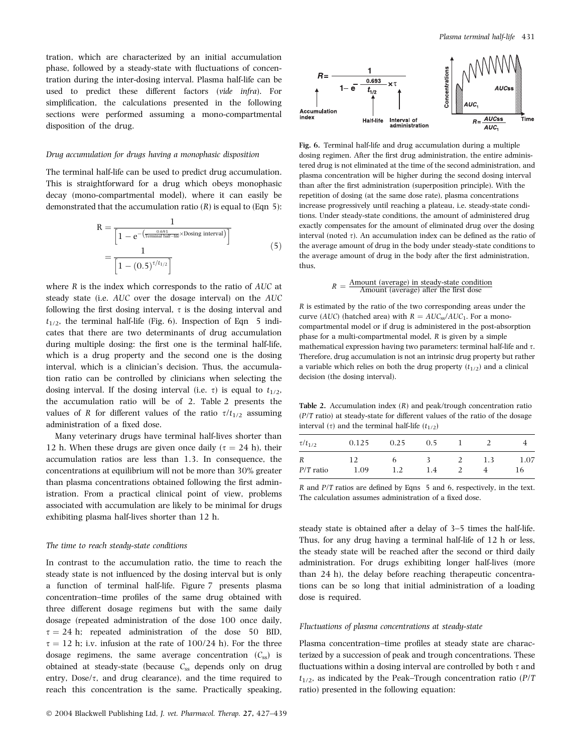tration, which are characterized by an initial accumulation phase, followed by a steady-state with fluctuations of concentration during the inter-dosing interval. Plasma half-life can be used to predict these different factors (*vide infra*). For simplification, the calculations presented in the following sections were performed assuming a mono-compartmental disposition of the drug.

### *Drug accumulation for drugs having a monophasic disposition*

The terminal half-life can be used to predict drug accumulation. This is straightforward for a drug which obeys monophasic decay (mono-compartmental model), where it can easily be demonstrated that the accumulation ratio ($R$) is equal to (Eqn 5):

$$R = \frac{1}{\left[1 - e^{-\left(\frac{0.693}{\text{Terminal half-life}} \times \text{Dosing interval}\right)}\right]} = \frac{1}{\left[1 - (0.5)^{\tau/t_{1/2}}\right]} \tag{5}$$

where $R$ is the index which corresponds to the ratio of $AUC$ at steady state (i.e. $AUC$ over the dosage interval) on the $AUC$ following the first dosing interval, $\tau$ is the dosing interval and $t_{1/2}$, the terminal half-life (Fig. 6). Inspection of Eqn 5 indicates that there are two determinants of drug accumulation during multiple dosing: the first one is the terminal half-life, which is a drug property and the second one is the dosing interval, which is a clinician's decision. Thus, the accumulation ratio can be controlled by clinicians when selecting the dosing interval. If the dosing interval (i.e. $\tau$) is equal to $t_{1/2}$, the accumulation ratio will be of 2. Table 2 presents the values of $R$ for different values of the ratio $\tau/t_{1/2}$ assuming administration of a fixed dose.

Many veterinary drugs have terminal half-lives shorter than 12 h. When these drugs are given once daily ($\tau = 24$ h), their accumulation ratios are less than 1.3. In consequence, the concentrations at equilibrium will not be more than 30% greater than plasma concentrations obtained following the first administration. From a practical clinical point of view, problems associated with accumulation are likely to be minimal for drugs exhibiting plasma half-lives shorter than 12 h.

### *The time to reach steady-state conditions*

In contrast to the accumulation ratio, the time to reach the steady state is not influenced by the dosing interval but is only a function of terminal half-life. Figure 7 presents plasma concentration–time profiles of the same drug obtained with three different dosage regimens but with the same daily dosage (repeated administration of the dose 100 once daily, $\tau = 24$ h; repeated administration of the dose 50 BID, $\tau = 12$ h; i.v. infusion at the rate of 100/24 h). For the three dosage regimens, the same average concentration ($C_{ss}$) is obtained at steady-state (because $C_{ss}$ depends only on drug entry, Dose/$\tau$, and drug clearance), and the time required to reach this concentration is the same. Practically speaking, steady state is obtained after a delay of 3–5 times the half-life. Thus, for any drug having a terminal half-life of 12 h or less, the steady state will be reached after the second or third daily administration. For drugs exhibiting longer half-lives (more than 24 h), the delay before reaching therapeutic concentrations can be so long that initial administration of a loading dose is required.

### *Fluctuations of plasma concentrations at steady-state*

Plasma concentration–time profiles at steady state are characterized by a succession of peak and trough concentrations. These fluctuations within a dosing interval are controlled by both $\tau$ and $t_{1/2}$, as indicated by the Peak–Trough concentration ratio ($P/T$ ratio) presented in the following equation:

**Fig. 6.** Terminal half-life and drug accumulation during a multiple dosing regimen. After the first drug administration, the entire administered drug is not eliminated at the time of the second administration, and plasma concentration will be higher during the second dosing interval than after the first administration (superposition principle). With the repetition of dosing (at the same dose rate), plasma concentrations increase progressively until reaching a plateau, i.e. steady-state conditions. Under steady-state conditions, the amount of administered drug exactly compensates for the amount of eliminated drug over the dosing interval (noted $\tau$). An accumulation index can be defined as the ratio of the average amount of drug in the body under steady-state conditions to the average amount of drug in the body after the first administration, thus,

$$R = \frac{\text{Amount (average) in steady-state condition}}{\text{Amount (average) after the first dose}}$$

$R$ is estimated by the ratio of the two corresponding areas under the curve ($AUC$) (hatched area) with $R = AUC_{ss}/AUC_1$. For a mono-compartmental model or if drug is administered in the post-absorption phase for a multi-compartmental model, $R$ is given by a simple mathematical expression having two parameters: terminal half-life and $\tau$. Therefore, drug accumulation is not an intrinsic drug property but rather a variable which relies on both the drug property ($t_{1/2}$) and a clinical decision (the dosing interval).

**Table 2.** Accumulation index ($R$) and peak/trough concentration ratio ($P/T$ ratio) at steady-state for different values of the ratio of the dosage interval ($\tau$) and the terminal half-life ($t_{1/2}$)

| $\tau/t_{1/2}$ | 0.125 | 0.25 | 0.5 | 1 | 2 | 4 |
|---|---|---|---|---|---|---|
| $R$ | 12 | 6 | 3 | 2 | 1.3 | 1.07 |
| $P/T$ ratio | 1.09 | 1.2 | 1.4 | 2 | 4 | 16 |

$R$ and $P/T$ ratios are defined by Eqns 5 and 6, respectively, in the text. The calculation assumes administration of a fixed dose.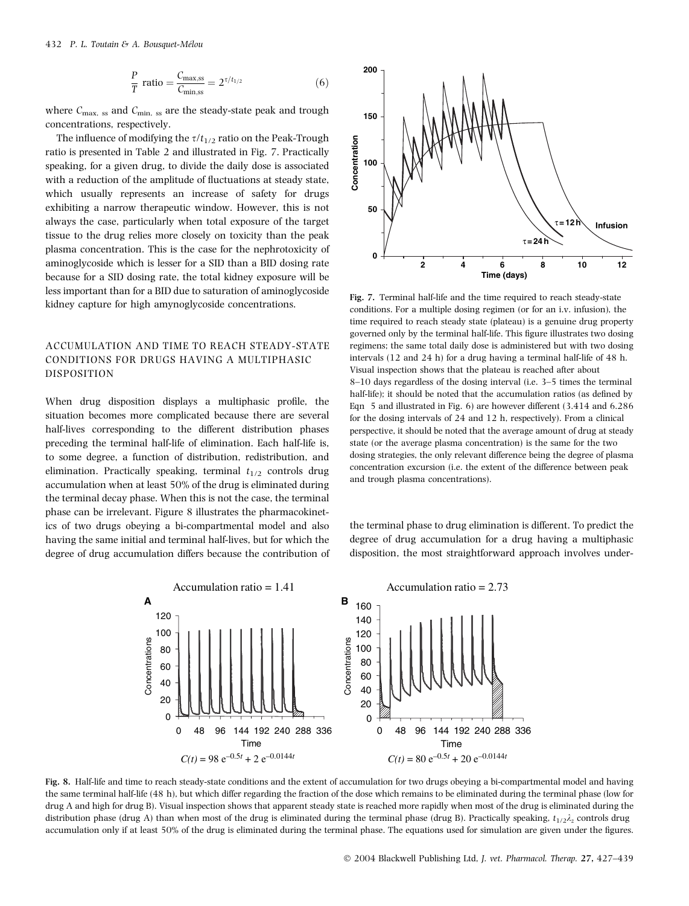$$\frac{P}{T} \text{ ratio} = \frac{C_{\max,\text{ss}}}{C_{\min,\text{ss}}} = 2^{\tau/t_{1/2}} \quad (6)$$

where $C_{\max,\text{ ss}}$ and $C_{\min,\text{ ss}}$ are the steady-state peak and trough concentrations, respectively.

The influence of modifying the $\tau/t_{1/2}$ ratio on the Peak-Trough ratio is presented in Table 2 and illustrated in Fig. 7. Practically speaking, for a given drug, to divide the daily dose is associated with a reduction of the amplitude of fluctuations at steady state, which usually represents an increase of safety for drugs exhibiting a narrow therapeutic window. However, this is not always the case, particularly when total exposure of the target tissue to the drug relies more closely on toxicity than the peak plasma concentration. This is the case for the nephrotoxicity of aminoglycoside which is lesser for a SID than a BID dosing rate because for a SID dosing rate, the total kidney exposure will be less important than for a BID due to saturation of aminoglycoside kidney capture for high amynoglycoside concentrations.

## ACCUMULATION AND TIME TO REACH STEADY-STATE CONDITIONS FOR DRUGS HAVING A MULTIPHASIC DISPOSITION

When drug disposition displays a multiphasic profile, the situation becomes more complicated because there are several half-lives corresponding to the different distribution phases preceding the terminal half-life of elimination. Each half-life is, to some degree, a function of distribution, redistribution, and elimination. Practically speaking, terminal $t_{1/2}$ controls drug accumulation when at least 50% of the drug is eliminated during the terminal decay phase. When this is not the case, the terminal phase can be irrelevant. Figure 8 illustrates the pharmacokinetics of two drugs obeying a bi-compartmental model and also having the same initial and terminal half-lives, but for which the degree of drug accumulation differs because the contribution of the terminal phase to drug elimination is different. To predict the degree of drug accumulation for a drug having a multiphasic disposition, the most straightforward approach involves under-

**Fig. 7.** Terminal half-life and the time required to reach steady-state conditions. For a multiple dosing regimen (or for an i.v. infusion), the time required to reach steady state (plateau) is a genuine drug property governed only by the terminal half-life. This figure illustrates two dosing regimens; the same total daily dose is administered but with two dosing intervals (12 and 24 h) for a drug having a terminal half-life of 48 h. Visual inspection shows that the plateau is reached after about 8–10 days regardless of the dosing interval (i.e. 3–5 times the terminal half-life); it should be noted that the accumulation ratios (as defined by Eqn 5 and illustrated in Fig. 6) are however different (3.414 and 6.286 for the dosing intervals of 24 and 12 h, respectively). From a clinical perspective, it should be noted that the average amount of drug at steady state (or the average plasma concentration) is the same for the two dosing strategies, the only relevant difference being the degree of plasma concentration excursion (i.e. the extent of the difference between peak and trough plasma concentrations).

Accumulation ratio = 1.41 (A): $C(t) = 98\, e^{-0.5t} + 2\, e^{-0.0144t}$

Accumulation ratio = 2.73 (B): $C(t) = 80\, e^{-0.5t} + 20\, e^{-0.0144t}$

**Fig. 8.** Half-life and time to reach steady-state conditions and the extent of accumulation for two drugs obeying a bi-compartmental model and having the same terminal half-life (48 h), but which differ regarding the fraction of the dose which remains to be eliminated during the terminal phase (low for drug A and high for drug B). Visual inspection shows that apparent steady state is reached more rapidly when most of the drug is eliminated during the distribution phase (drug A) than when most of the drug is eliminated during the terminal phase (drug B). Practically speaking, $t_{1/2}\lambda_z$ controls drug accumulation only if at least 50% of the drug is eliminated during the terminal phase. The equations used for simulation are given under the figures.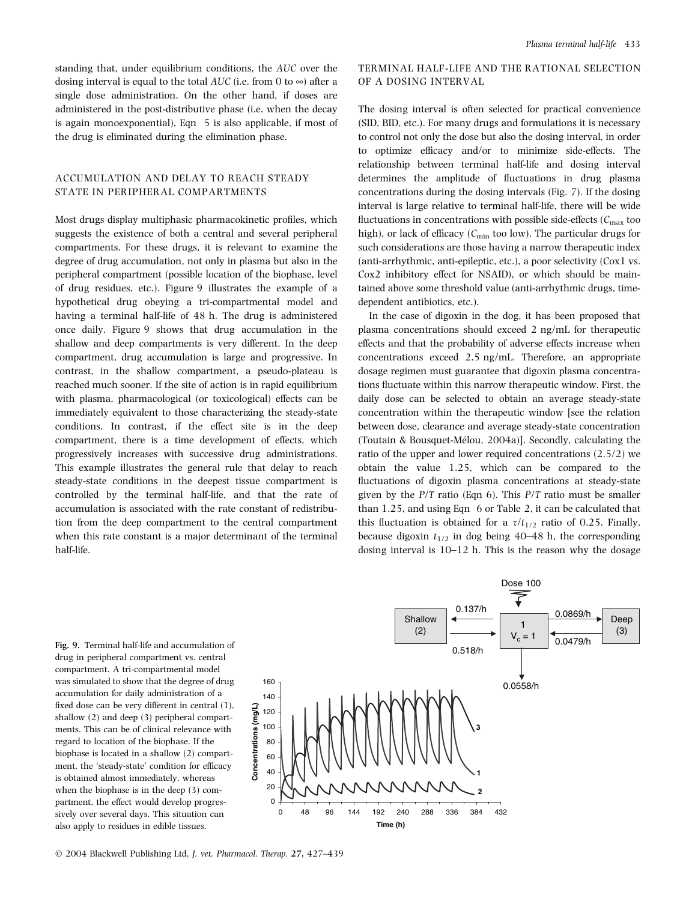standing that, under equilibrium conditions, the *AUC* over the dosing interval is equal to the total *AUC* (i.e. from 0 to ∞) after a single dose administration. On the other hand, if doses are administered in the post-distributive phase (i.e. when the decay is again monoexponential), Eqn 5 is also applicable, if most of the drug is eliminated during the elimination phase.

## ACCUMULATION AND DELAY TO REACH STEADY STATE IN PERIPHERAL COMPARTMENTS

Most drugs display multiphasic pharmacokinetic profiles, which suggests the existence of both a central and several peripheral compartments. For these drugs, it is relevant to examine the degree of drug accumulation, not only in plasma but also in the peripheral compartment (possible location of the biophase, level of drug residues, etc.). Figure 9 illustrates the example of a hypothetical drug obeying a tri-compartmental model and having a terminal half-life of 48 h. The drug is administered once daily. Figure 9 shows that drug accumulation in the shallow and deep compartments is very different. In the deep compartment, drug accumulation is large and progressive. In contrast, in the shallow compartment, a pseudo-plateau is reached much sooner. If the site of action is in rapid equilibrium with plasma, pharmacological (or toxicological) effects can be immediately equivalent to those characterizing the steady-state conditions. In contrast, if the effect site is in the deep compartment, there is a time development of effects, which progressively increases with successive drug administrations. This example illustrates the general rule that delay to reach steady-state conditions in the deepest tissue compartment is controlled by the terminal half-life, and that the rate of accumulation is associated with the rate constant of redistribution from the deep compartment to the central compartment when this rate constant is a major determinant of the terminal half-life.

## TERMINAL HALF-LIFE AND THE RATIONAL SELECTION OF A DOSING INTERVAL

The dosing interval is often selected for practical convenience (SID, BID, etc.). For many drugs and formulations it is necessary to control not only the dose but also the dosing interval, in order to optimize efficacy and/or to minimize side-effects. The relationship between terminal half-life and dosing interval determines the amplitude of fluctuations in drug plasma concentrations during the dosing intervals (Fig. 7). If the dosing interval is large relative to terminal half-life, there will be wide fluctuations in concentrations with possible side-effects ($C_{max}$ too high), or lack of efficacy ($C_{min}$ too low). The particular drugs for such considerations are those having a narrow therapeutic index (anti-arrhythmic, anti-epileptic, etc.), a poor selectivity (Cox1 vs. Cox2 inhibitory effect for NSAID), or which should be maintained above some threshold value (anti-arrhythmic drugs, time-dependent antibiotics, etc.).

In the case of digoxin in the dog, it has been proposed that plasma concentrations should exceed 2 ng/mL for therapeutic effects and that the probability of adverse effects increase when concentrations exceed 2.5 ng/mL. Therefore, an appropriate dosage regimen must guarantee that digoxin plasma concentrations fluctuate within this narrow therapeutic window. First, the daily dose can be selected to obtain an average steady-state concentration within the therapeutic window [see the relation between dose, clearance and average steady-state concentration (Toutain & Bousquet-Mélou, 2004a)]. Secondly, calculating the ratio of the upper and lower required concentrations (2.5/2) we obtain the value 1.25, which can be compared to the fluctuations of digoxin plasma concentrations at steady-state given by the *P/T* ratio (Eqn 6). This *P/T* ratio must be smaller than 1.25, and using Eqn 6 or Table 2, it can be calculated that this fluctuation is obtained for a $\tau/t_{1/2}$ ratio of 0.25. Finally, because digoxin $t_{1/2}$ in dog being 40–48 h, the corresponding dosing interval is 10–12 h. This is the reason why the dosage

Dose 100
Shallow (2)
0.137/h
0.518/h
1
$V_c$ = 1
0.0869/h
0.0479/h
Deep (3)
0.0558/h
Concentrations (mg/L)
160
140
120
100
80
60
40
20
0
0 48 96 144 192 240 288 336 384 432
Time (h)
3
1
2

**Fig. 9.** Terminal half-life and accumulation of drug in peripheral compartment vs. central compartment. A tri-compartmental model was simulated to show that the degree of drug accumulation for daily administration of a fixed dose can be very different in central (1), shallow (2) and deep (3) peripheral compartments. This can be of clinical relevance with regard to location of the biophase. If the biophase is located in a shallow (2) compartment, the 'steady-state' condition for efficacy is obtained almost immediately, whereas when the biophase is in the deep (3) compartment, the effect would develop progressively over several days. This situation can also apply to residues in edible tissues.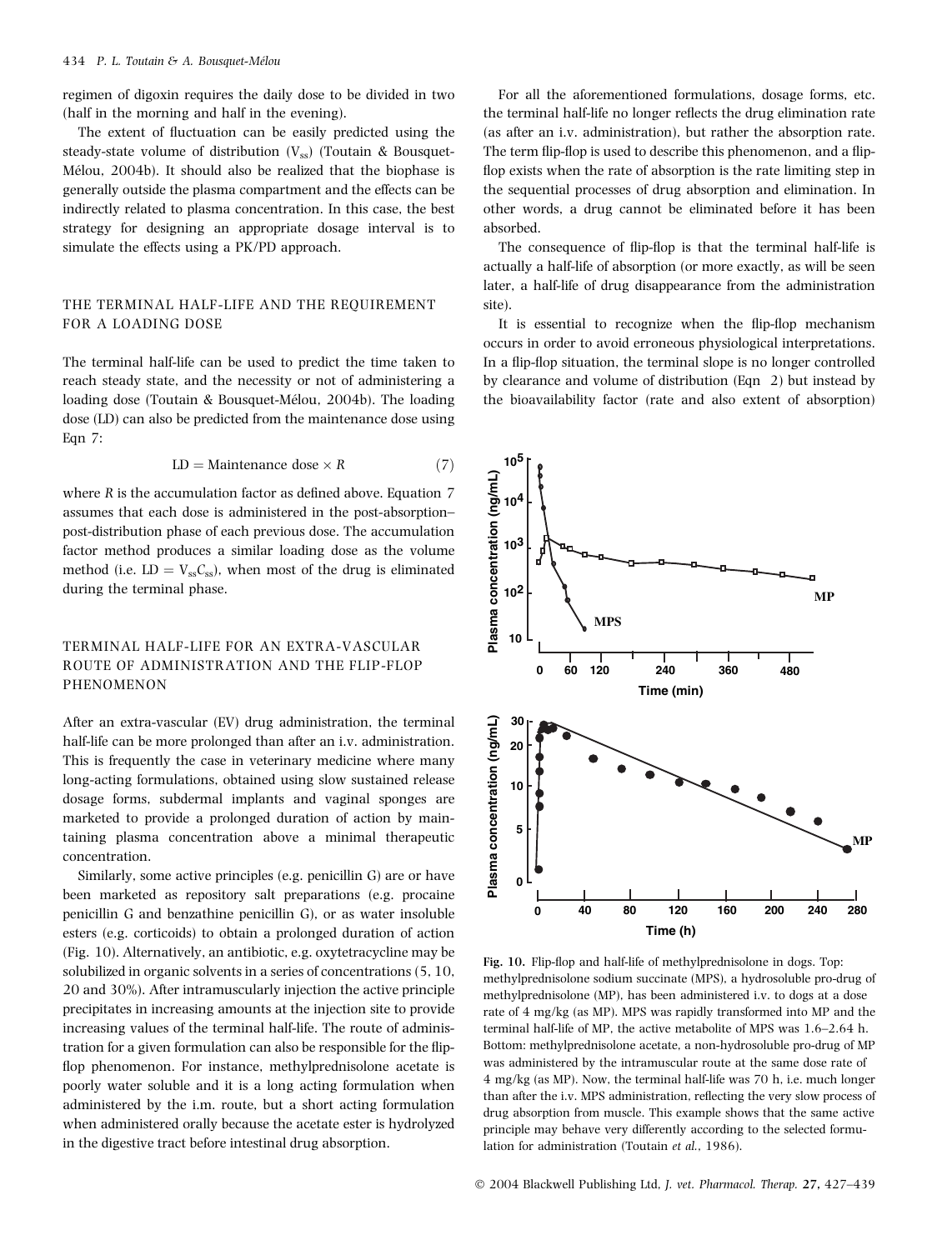regimen of digoxin requires the daily dose to be divided in two (half in the morning and half in the evening).

The extent of fluctuation can be easily predicted using the steady-state volume of distribution ($V_{ss}$) (Toutain & Bousquet-Mélou, 2004b). It should also be realized that the biophase is generally outside the plasma compartment and the effects can be indirectly related to plasma concentration. In this case, the best strategy for designing an appropriate dosage interval is to simulate the effects using a PK/PD approach.

## THE TERMINAL HALF-LIFE AND THE REQUIREMENT FOR A LOADING DOSE

The terminal half-life can be used to predict the time taken to reach steady state, and the necessity or not of administering a loading dose (Toutain & Bousquet-Mélou, 2004b). The loading dose (LD) can also be predicted from the maintenance dose using Eqn 7:

$$\text{LD} = \text{Maintenance dose} \times R \qquad (7)$$

where $R$ is the accumulation factor as defined above. Equation 7 assumes that each dose is administered in the post-absorption–post-distribution phase of each previous dose. The accumulation factor method produces a similar loading dose as the volume method (i.e. $\text{LD} = V_{ss}C_{ss}$), when most of the drug is eliminated during the terminal phase.

## TERMINAL HALF-LIFE FOR AN EXTRA-VASCULAR ROUTE OF ADMINISTRATION AND THE FLIP-FLOP PHENOMENON

After an extra-vascular (EV) drug administration, the terminal half-life can be more prolonged than after an i.v. administration. This is frequently the case in veterinary medicine where many long-acting formulations, obtained using slow sustained release dosage forms, subdermal implants and vaginal sponges are marketed to provide a prolonged duration of action by maintaining plasma concentration above a minimal therapeutic concentration.

Similarly, some active principles (e.g. penicillin G) are or have been marketed as repository salt preparations (e.g. procaine penicillin G and benzathine penicillin G), or as water insoluble esters (e.g. corticoids) to obtain a prolonged duration of action (Fig. 10). Alternatively, an antibiotic, e.g. oxytetracycline may be solubilized in organic solvents in a series of concentrations (5, 10, 20 and 30%). After intramuscularly injection the active principle precipitates in increasing amounts at the injection site to provide increasing values of the terminal half-life. The route of administration for a given formulation can also be responsible for the flip-flop phenomenon. For instance, methylprednisolone acetate is poorly water soluble and it is a long acting formulation when administered by the i.m. route, but a short acting formulation when administered orally because the acetate ester is hydrolyzed in the digestive tract before intestinal drug absorption.

For all the aforementioned formulations, dosage forms, etc. the terminal half-life no longer reflects the drug elimination rate (as after an i.v. administration), but rather the absorption rate. The term flip-flop is used to describe this phenomenon, and a flip-flop exists when the rate of absorption is the rate limiting step in the sequential processes of drug absorption and elimination. In other words, a drug cannot be eliminated before it has been absorbed.

The consequence of flip-flop is that the terminal half-life is actually a half-life of absorption (or more exactly, as will be seen later, a half-life of drug disappearance from the administration site).

It is essential to recognize when the flip-flop mechanism occurs in order to avoid erroneous physiological interpretations. In a flip-flop situation, the terminal slope is no longer controlled by clearance and volume of distribution (Eqn 2) but instead by the bioavailability factor (rate and also extent of absorption)

**Fig. 10.** Flip-flop and half-life of methylprednisolone in dogs. Top: methylprednisolone sodium succinate (MPS), a hydrosoluble pro-drug of methylprednisolone (MP), has been administered i.v. to dogs at a dose rate of 4 mg/kg (as MP). MPS was rapidly transformed into MP and the terminal half-life of MP, the active metabolite of MPS was 1.6–2.64 h. Bottom: methylprednisolone acetate, a non-hydrosoluble pro-drug of MP was administered by the intramuscular route at the same dose rate of 4 mg/kg (as MP). Now, the terminal half-life was 70 h, i.e. much longer than after the i.v. MPS administration, reflecting the very slow process of drug absorption from muscle. This example shows that the same active principle may behave very differently according to the selected formulation for administration (Toutain *et al.*, 1986).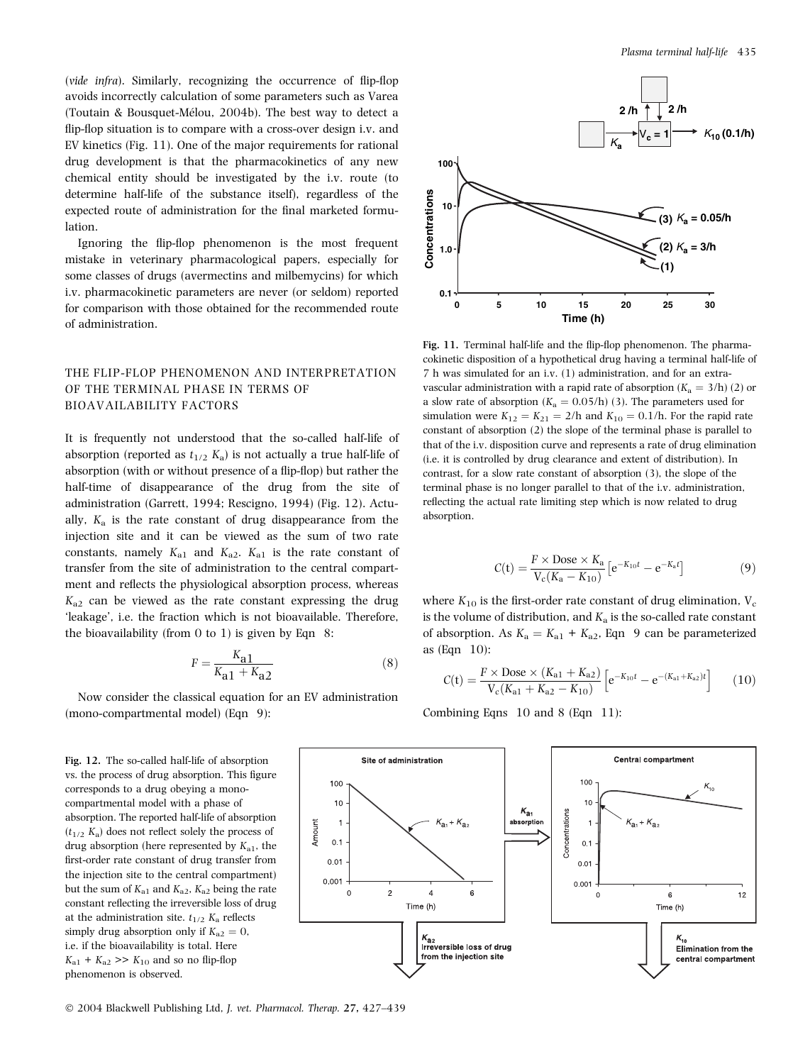(*vide infra*). Similarly, recognizing the occurrence of flip-flop avoids incorrectly calculation of some parameters such as Varea (Toutain & Bousquet-Mélou, 2004b). The best way to detect a flip-flop situation is to compare with a cross-over design i.v. and EV kinetics (Fig. 11). One of the major requirements for rational drug development is that the pharmacokinetics of any new chemical entity should be investigated by the i.v. route (to determine half-life of the substance itself), regardless of the expected route of administration for the final marketed formulation.

Ignoring the flip-flop phenomenon is the most frequent mistake in veterinary pharmacological papers, especially for some classes of drugs (avermectins and milbemycins) for which i.v. pharmacokinetic parameters are never (or seldom) reported for comparison with those obtained for the recommended route of administration.

## THE FLIP-FLOP PHENOMENON AND INTERPRETATION OF THE TERMINAL PHASE IN TERMS OF BIOAVAILABILITY FACTORS

It is frequently not understood that the so-called half-life of absorption (reported as $t_{1/2}$ $K_a$) is not actually a true half-life of absorption (with or without presence of a flip-flop) but rather the half-time of disappearance of the drug from the site of administration (Garrett, 1994; Rescigno, 1994) (Fig. 12). Actually, $K_a$ is the rate constant of drug disappearance from the injection site and it can be viewed as the sum of two rate constants, namely $K_{a1}$ and $K_{a2}$. $K_{a1}$ is the rate constant of transfer from the site of administration to the central compartment and reflects the physiological absorption process, whereas $K_{a2}$ can be viewed as the rate constant expressing the drug 'leakage', i.e. the fraction which is not bioavailable. Therefore, the bioavailability (from 0 to 1) is given by Eqn 8:

$$F = \frac{K_{a1}}{K_{a1} + K_{a2}} \tag{8}$$

Now consider the classical equation for an EV administration (mono-compartmental model) (Eqn 9):

Fig. 11. Terminal half-life and the flip-flop phenomenon. The pharmacokinetic disposition of a hypothetical drug having a terminal half-life of 7 h was simulated for an i.v. (1) administration, and for an extravascular administration with a rapid rate of absorption ($K_a = 3$/h) (2) or a slow rate of absorption ($K_a = 0.05$/h) (3). The parameters used for simulation were $K_{12} = K_{21} = 2$/h and $K_{10} = 0.1$/h. For the rapid rate constant of absorption (2) the slope of the terminal phase is parallel to that of the i.v. disposition curve and represents a rate of drug elimination (i.e. it is controlled by drug clearance and extent of distribution). In contrast, for a slow rate constant of absorption (3), the slope of the terminal phase is no longer parallel to that of the i.v. administration, reflecting the actual rate limiting step which is now related to drug absorption.

$$C(t) = \frac{F \times \text{Dose} \times K_a}{V_c(K_a - K_{10})}\left[e^{-K_{10}t} - e^{-K_a t}\right] \tag{9}$$

where $K_{10}$ is the first-order rate constant of drug elimination, $V_c$ is the volume of distribution, and $K_a$ is the so-called rate constant of absorption. As $K_a = K_{a1} + K_{a2}$, Eqn 9 can be parameterized as (Eqn 10):

$$C(t) = \frac{F \times \text{Dose} \times (K_{a1} + K_{a2})}{V_c(K_{a1} + K_{a2} - K_{10})}\left[e^{-K_{10}t} - e^{-(K_{a1}+K_{a2})t}\right] \tag{10}$$

Combining Eqns 10 and 8 (Eqn 11):

Fig. 12. The so-called half-life of absorption vs. the process of drug absorption. This figure corresponds to a drug obeying a mono-compartmental model with a phase of absorption. The reported half-life of absorption ($t_{1/2}$ $K_a$) does not reflect solely the process of drug absorption (here represented by $K_{a1}$, the first-order rate constant of drug transfer from the injection site to the central compartment) but the sum of $K_{a1}$ and $K_{a2}$, $K_{a2}$ being the rate constant reflecting the irreversible loss of drug at the administration site. $t_{1/2}$ $K_a$ reflects simply drug absorption only if $K_{a2} = 0$, i.e. if the bioavailability is total. Here $K_{a1} + K_{a2} >> K_{10}$ and so no flip-flop phenomenon is observed.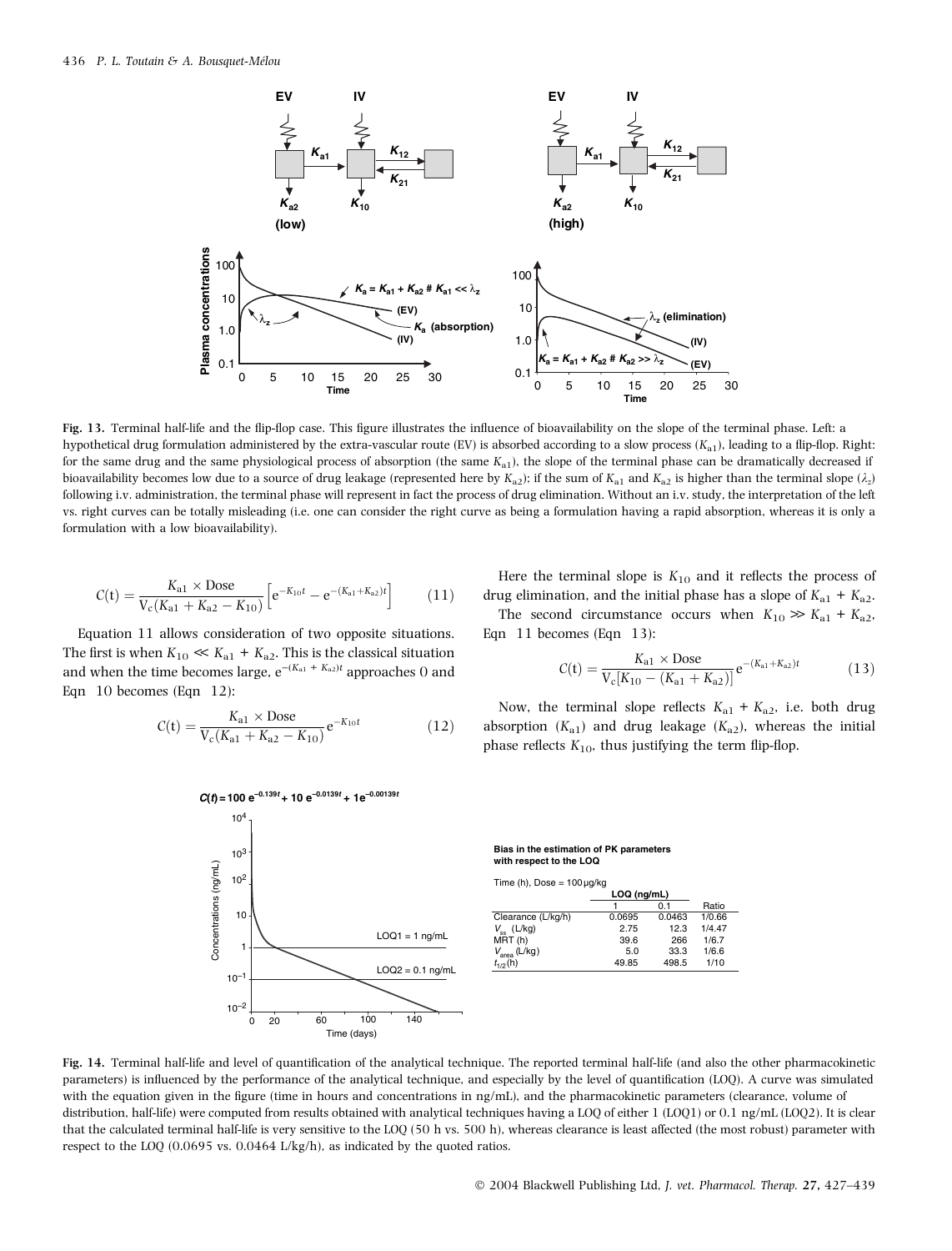**Fig. 13.** Terminal half-life and the flip-flop case. This figure illustrates the influence of bioavailability on the slope of the terminal phase. Left: a hypothetical drug formulation administered by the extra-vascular route (EV) is absorbed according to a slow process ($K_{a1}$), leading to a flip-flop. Right: for the same drug and the same physiological process of absorption (the same $K_{a1}$), the slope of the terminal phase can be dramatically decreased if bioavailability becomes low due to a source of drug leakage (represented here by $K_{a2}$); if the sum of $K_{a1}$ and $K_{a2}$ is higher than the terminal slope ($\lambda_z$) following i.v. administration, the terminal phase will represent in fact the process of drug elimination. Without an i.v. study, the interpretation of the left vs. right curves can be totally misleading (i.e. one can consider the right curve as being a formulation having a rapid absorption, whereas it is only a formulation with a low bioavailability).

$$C(\mathrm{t}) = \frac{K_{a1} \times \mathrm{Dose}}{V_c(K_{a1} + K_{a2} - K_{10})}\left[e^{-K_{10}t} - e^{-(K_{a1}+K_{a2})t}\right] \quad (11)$$

Equation 11 allows consideration of two opposite situations. The first is when $K_{10} \ll K_{a1} + K_{a2}$. This is the classical situation and when the time becomes large, $e^{-(K_{a1} + K_{a2})t}$ approaches 0 and Eqn 10 becomes (Eqn 12):

$$C(\mathrm{t}) = \frac{K_{a1} \times \mathrm{Dose}}{V_c(K_{a1} + K_{a2} - K_{10})}e^{-K_{10}t} \quad (12)$$

Here the terminal slope is $K_{10}$ and it reflects the process of drug elimination, and the initial phase has a slope of $K_{a1} + K_{a2}$.

The second circumstance occurs when $K_{10} \gg K_{a1} + K_{a2}$, Eqn 11 becomes (Eqn 13):

$$C(\mathrm{t}) = \frac{K_{a1} \times \mathrm{Dose}}{V_c[K_{10} - (K_{a1} + K_{a2})]}e^{-(K_{a1}+K_{a2})t} \quad (13)$$

Now, the terminal slope reflects $K_{a1} + K_{a2}$, i.e. both drug absorption ($K_{a1}$) and drug leakage ($K_{a2}$), whereas the initial phase reflects $K_{10}$, thus justifying the term flip-flop.

$C(t) = 100\,e^{-0.139t} + 10\,e^{-0.0139t} + 1e^{-0.00139t}$

**Bias in the estimation of PK parameters with respect to the LOQ**

Time (h), Dose = 100 µg/kg

| | LOQ (ng/mL) | | |
|---|---|---|---|
| | 1 | 0.1 | Ratio |
| Clearance (L/kg/h) | 0.0695 | 0.0463 | 1/0.66 |
| $V_{ss}$ (L/kg) | 2.75 | 12.3 | 1/4.47 |
| MRT (h) | 39.6 | 266 | 1/6.7 |
| $V_{area}$ (L/kg) | 5.0 | 33.3 | 1/6.6 |
| $t_{1/2}$(h) | 49.85 | 498.5 | 1/10 |

**Fig. 14.** Terminal half-life and level of quantification of the analytical technique. The reported terminal half-life (and also the other pharmacokinetic parameters) is influenced by the performance of the analytical technique, and especially by the level of quantification (LOQ). A curve was simulated with the equation given in the figure (time in hours and concentrations in ng/mL), and the pharmacokinetic parameters (clearance, volume of distribution, half-life) were computed from results obtained with analytical techniques having a LOQ of either 1 (LOQ1) or 0.1 ng/mL (LOQ2). It is clear that the calculated terminal half-life is very sensitive to the LOQ (50 h vs. 500 h), whereas clearance is least affected (the most robust) parameter with respect to the LOQ (0.0695 vs. 0.0464 L/kg/h), as indicated by the quoted ratios.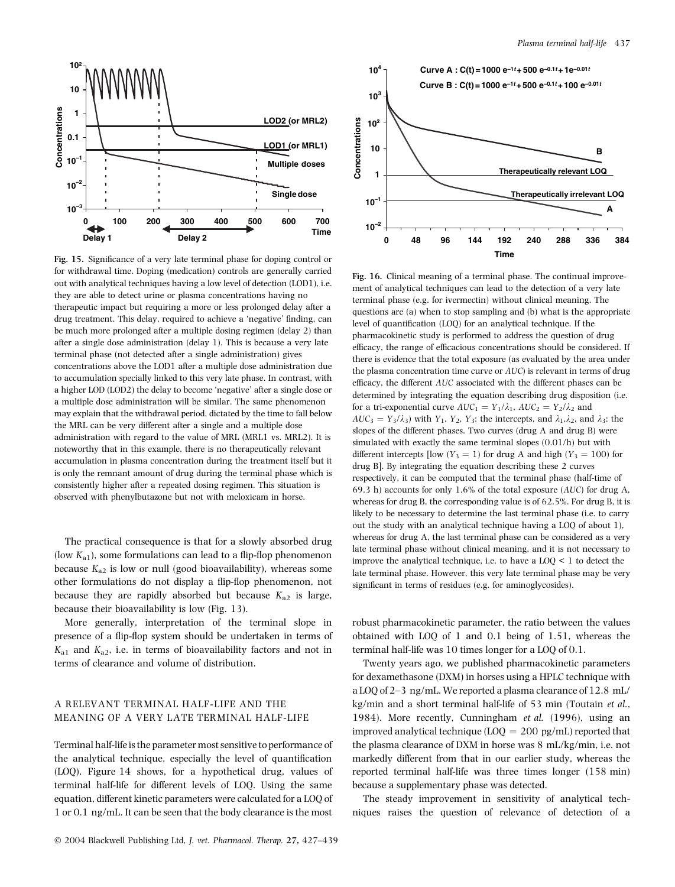Fig. 15. Significance of a very late terminal phase for doping control or for withdrawal time. Doping (medication) controls are generally carried out with analytical techniques having a low level of detection (LOD1), i.e. they are able to detect urine or plasma concentrations having no therapeutic impact but requiring a more or less prolonged delay after a drug treatment. This delay, required to achieve a 'negative' finding, can be much more prolonged after a multiple dosing regimen (delay 2) than after a single dose administration (delay 1). This is because a very late terminal phase (not detected after a single administration) gives concentrations above the LOD1 after a multiple dose administration due to accumulation specially linked to this very late phase. In contrast, with a higher LOD (LOD2) the delay to become 'negative' after a single dose or a multiple dose administration will be similar. The same phenomenon may explain that the withdrawal period, dictated by the time to fall below the MRL can be very different after a single and a multiple dose administration with regard to the value of MRL (MRL1 vs. MRL2). It is noteworthy that in this example, there is no therapeutically relevant accumulation in plasma concentration during the treatment itself but it is only the remnant amount of drug during the terminal phase which is consistently higher after a repeated dosing regimen. This situation is observed with phenylbutazone but not with meloxicam in horse.

Fig. 16. Clinical meaning of a terminal phase. The continual improvement of analytical techniques can lead to the detection of a very late terminal phase (e.g. for ivermectin) without clinical meaning. The questions are (a) when to stop sampling and (b) what is the appropriate level of quantification (LOQ) for an analytical technique. If the pharmacokinetic study is performed to address the question of drug efficacy, the range of efficacious concentrations should be considered. If there is evidence that the total exposure (as evaluated by the area under the plasma concentration time curve or *AUC*) is relevant in terms of drug efficacy, the different *AUC* associated with the different phases can be determined by integrating the equation describing drug disposition (i.e. for a tri-exponential curve $AUC_1 = Y_1/\lambda_1$, $AUC_2 = Y_2/\lambda_2$ and $AUC_3 = Y_3/\lambda_3$) with $Y_1$, $Y_2$, $Y_3$: the intercepts, and $\lambda_1$, $\lambda_2$, and $\lambda_3$: the slopes of the different phases. Two curves (drug A and drug B) were simulated with exactly the same terminal slopes (0.01/h) but with different intercepts [low ($Y_3 = 1$) for drug A and high ($Y_3 = 100$) for drug B]. By integrating the equation describing these 2 curves respectively, it can be computed that the terminal phase (half-time of 69.3 h) accounts for only 1.6% of the total exposure (*AUC*) for drug A, whereas for drug B, the corresponding value is of 62.5%. For drug B, it is likely to be necessary to determine the last terminal phase (i.e. to carry out the study with an analytical technique having a LOQ of about 1), whereas for drug A, the last terminal phase can be considered as a very late terminal phase without clinical meaning, and it is not necessary to improve the analytical technique, i.e. to have a LOQ < 1 to detect the late terminal phase. However, this very late terminal phase may be very significant in terms of residues (e.g. for aminoglycosides).

The practical consequence is that for a slowly absorbed drug (low $K_{a1}$), some formulations can lead to a flip-flop phenomenon because $K_{a2}$ is low or null (good bioavailability), whereas some other formulations do not display a flip-flop phenomenon, not because they are rapidly absorbed but because $K_{a2}$ is large, because their bioavailability is low (Fig. 13).

More generally, interpretation of the terminal slope in presence of a flip-flop system should be undertaken in terms of $K_{a1}$ and $K_{a2}$, i.e. in terms of bioavailability factors and not in terms of clearance and volume of distribution.

## A RELEVANT TERMINAL HALF-LIFE AND THE MEANING OF A VERY LATE TERMINAL HALF-LIFE

Terminal half-life is the parameter most sensitive to performance of the analytical technique, especially the level of quantification (LOQ). Figure 14 shows, for a hypothetical drug, values of terminal half-life for different levels of LOQ. Using the same equation, different kinetic parameters were calculated for a LOQ of 1 or 0.1 ng/mL. It can be seen that the body clearance is the most robust pharmacokinetic parameter, the ratio between the values obtained with LOQ of 1 and 0.1 being of 1.51, whereas the terminal half-life was 10 times longer for a LOQ of 0.1.

Twenty years ago, we published pharmacokinetic parameters for dexamethasone (DXM) in horses using a HPLC technique with a LOQ of 2–3 ng/mL. We reported a plasma clearance of 12.8 mL/kg/min and a short terminal half-life of 53 min (Toutain *et al.*, 1984). More recently, Cunningham *et al.* (1996), using an improved analytical technique (LOQ = 200 pg/mL) reported that the plasma clearance of DXM in horse was 8 mL/kg/min, i.e. not markedly different from that in our earlier study, whereas the reported terminal half-life was three times longer (158 min) because a supplementary phase was detected.

The steady improvement in sensitivity of analytical techniques raises the question of relevance of detection of a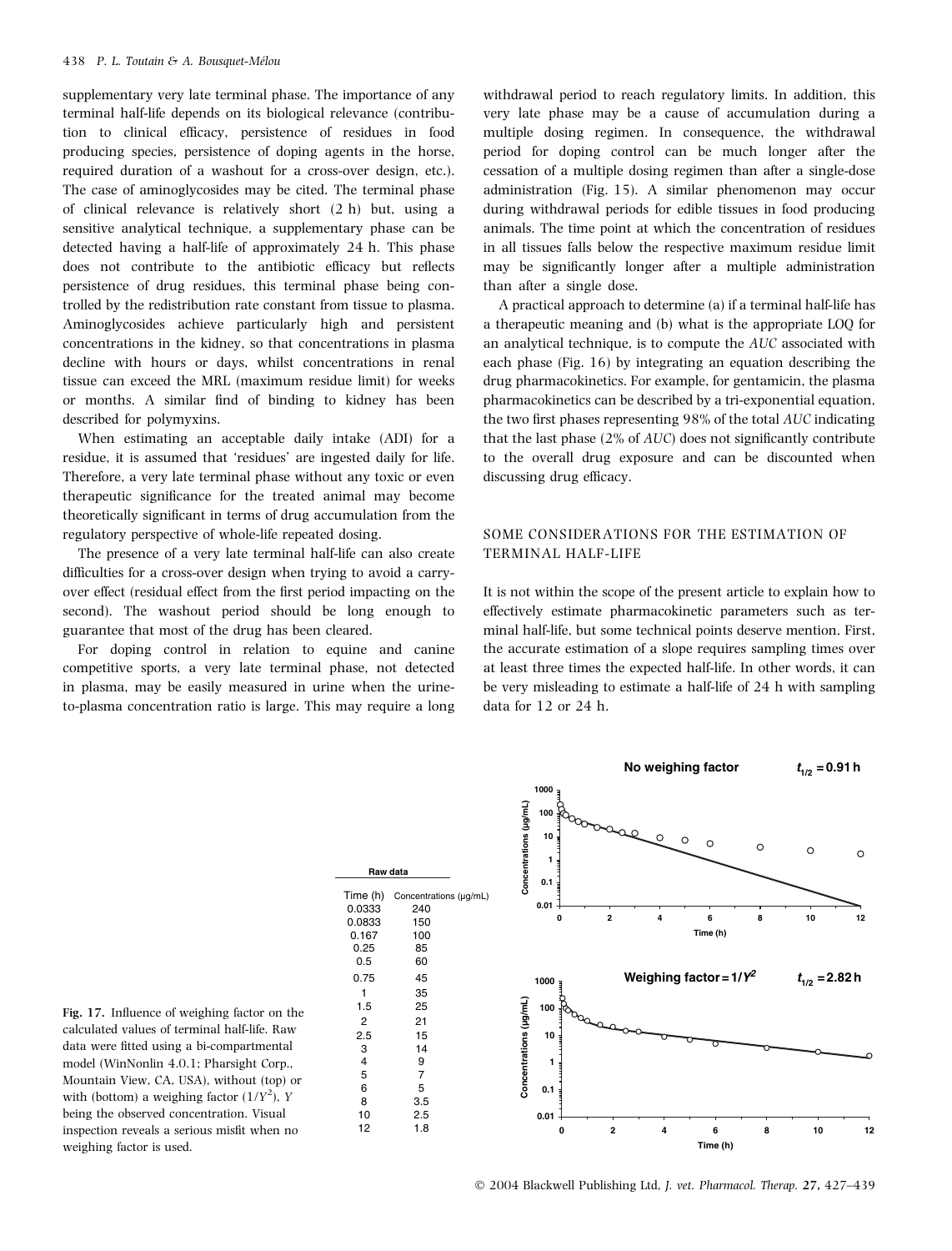supplementary very late terminal phase. The importance of any terminal half-life depends on its biological relevance (contribution to clinical efficacy, persistence of residues in food producing species, persistence of doping agents in the horse, required duration of a washout for a cross-over design, etc.). The case of aminoglycosides may be cited. The terminal phase of clinical relevance is relatively short (2 h) but, using a sensitive analytical technique, a supplementary phase can be detected having a half-life of approximately 24 h. This phase does not contribute to the antibiotic efficacy but reflects persistence of drug residues, this terminal phase being controlled by the redistribution rate constant from tissue to plasma. Aminoglycosides achieve particularly high and persistent concentrations in the kidney, so that concentrations in plasma decline with hours or days, whilst concentrations in renal tissue can exceed the MRL (maximum residue limit) for weeks or months. A similar find of binding to kidney has been described for polymyxins.

When estimating an acceptable daily intake (ADI) for a residue, it is assumed that 'residues' are ingested daily for life. Therefore, a very late terminal phase without any toxic or even therapeutic significance for the treated animal may become theoretically significant in terms of drug accumulation from the regulatory perspective of whole-life repeated dosing.

The presence of a very late terminal half-life can also create difficulties for a cross-over design when trying to avoid a carry-over effect (residual effect from the first period impacting on the second). The washout period should be long enough to guarantee that most of the drug has been cleared.

For doping control in relation to equine and canine competitive sports, a very late terminal phase, not detected in plasma, may be easily measured in urine when the urine-to-plasma concentration ratio is large. This may require a long withdrawal period to reach regulatory limits. In addition, this very late phase may be a cause of accumulation during a multiple dosing regimen. In consequence, the withdrawal period for doping control can be much longer after the cessation of a multiple dosing regimen than after a single-dose administration (Fig. 15). A similar phenomenon may occur during withdrawal periods for edible tissues in food producing animals. The time point at which the concentration of residues in all tissues falls below the respective maximum residue limit may be significantly longer after a multiple administration than after a single dose.

A practical approach to determine (a) if a terminal half-life has a therapeutic meaning and (b) what is the appropriate LOQ for an analytical technique, is to compute the *AUC* associated with each phase (Fig. 16) by integrating an equation describing the drug pharmacokinetics. For example, for gentamicin, the plasma pharmacokinetics can be described by a tri-exponential equation, the two first phases representing 98% of the total *AUC* indicating that the last phase (2% of *AUC*) does not significantly contribute to the overall drug exposure and can be discounted when discussing drug efficacy.

## SOME CONSIDERATIONS FOR THE ESTIMATION OF TERMINAL HALF-LIFE

It is not within the scope of the present article to explain how to effectively estimate pharmacokinetic parameters such as terminal half-life, but some technical points deserve mention. First, the accurate estimation of a slope requires sampling times over at least three times the expected half-life. In other words, it can be very misleading to estimate a half-life of 24 h with sampling data for 12 or 24 h.

**Raw data**

| Time (h) | Concentrations (μg/mL) |
|---|---|
| 0.0333 | 240 |
| 0.0833 | 150 |
| 0.167 | 100 |
| 0.25 | 85 |
| 0.5 | 60 |
| 0.75 | 45 |
| 1 | 35 |
| 1.5 | 25 |
| 2 | 21 |
| 2.5 | 15 |
| 3 | 14 |
| 4 | 9 |
| 5 | 7 |
| 6 | 5 |
| 8 | 3.5 |
| 10 | 2.5 |
| 12 | 1.8 |

**No weighing factor** $t_{1/2} = 0.91$ h

**Weighing factor = $1/Y^2$** $t_{1/2} = 2.82$ h

**Fig. 17.** Influence of weighing factor on the calculated values of terminal half-life. Raw data were fitted using a bi-compartmental model (WinNonlin 4.0.1; Pharsight Corp., Mountain View, CA, USA), without (top) or with (bottom) a weighing factor ($1/Y^2$), $Y$ being the observed concentration. Visual inspection reveals a serious misfit when no weighing factor is used.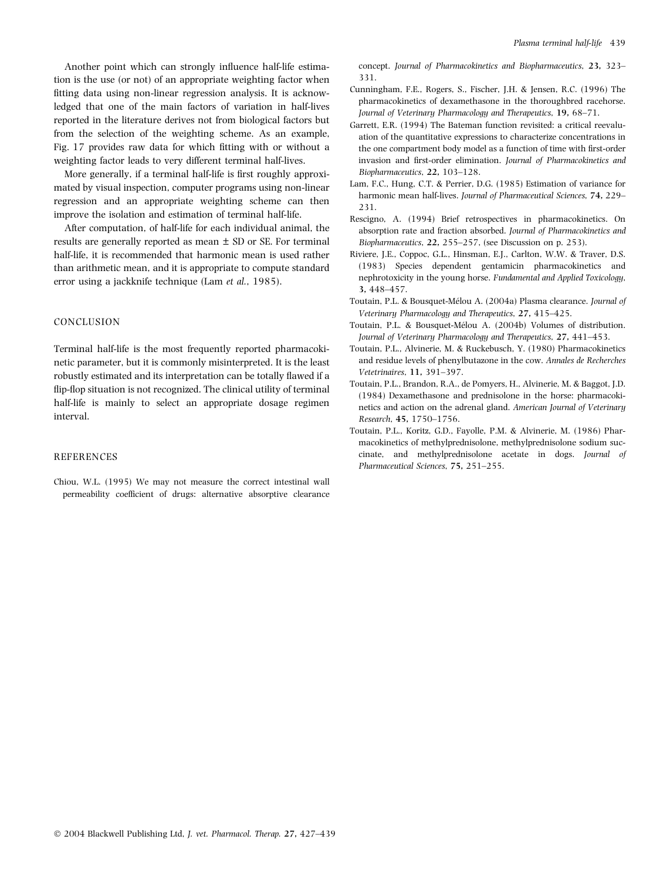Another point which can strongly influence half-life estimation is the use (or not) of an appropriate weighting factor when fitting data using non-linear regression analysis. It is acknowledged that one of the main factors of variation in half-lives reported in the literature derives not from biological factors but from the selection of the weighting scheme. As an example, Fig. 17 provides raw data for which fitting with or without a weighting factor leads to very different terminal half-lives.

More generally, if a terminal half-life is first roughly approximated by visual inspection, computer programs using non-linear regression and an appropriate weighting scheme can then improve the isolation and estimation of terminal half-life.

After computation, of half-life for each individual animal, the results are generally reported as mean ± SD or SE. For terminal half-life, it is recommended that harmonic mean is used rather than arithmetic mean, and it is appropriate to compute standard error using a jackknife technique (Lam *et al.*, 1985).

## CONCLUSION

Terminal half-life is the most frequently reported pharmacokinetic parameter, but it is commonly misinterpreted. It is the least robustly estimated and its interpretation can be totally flawed if a flip-flop situation is not recognized. The clinical utility of terminal half-life is mainly to select an appropriate dosage regimen interval.

## REFERENCES

Chiou, W.L. (1995) We may not measure the correct intestinal wall permeability coefficient of drugs: alternative absorptive clearance concept. *Journal of Pharmacokinetics and Biopharmaceutics*, **23,** 323–331.

Cunningham, F.E., Rogers, S., Fischer, J.H. & Jensen, R.C. (1996) The pharmacokinetics of dexamethasone in the thoroughbred racehorse. *Journal of Veterinary Pharmacology and Therapeutics*, **19,** 68–71.

Garrett, E.R. (1994) The Bateman function revisited: a critical reevaluation of the quantitative expressions to characterize concentrations in the one compartment body model as a function of time with first-order invasion and first-order elimination. *Journal of Pharmacokinetics and Biopharmaceutics*, **22,** 103–128.

Lam, F.C., Hung, C.T. & Perrier, D.G. (1985) Estimation of variance for harmonic mean half-lives. *Journal of Pharmaceutical Sciences*, **74,** 229–231.

Rescigno, A. (1994) Brief retrospectives in pharmacokinetics. On absorption rate and fraction absorbed. *Journal of Pharmacokinetics and Biopharmaceutics*, **22,** 255–257, (see Discussion on p. 253).

Riviere, J.E., Coppoc, G.L., Hinsman, E.J., Carlton, W.W. & Traver, D.S. (1983) Species dependent gentamicin pharmacokinetics and nephrotoxicity in the young horse. *Fundamental and Applied Toxicology*, **3,** 448–457.

Toutain, P.L. & Bousquet-Mélou A. (2004a) Plasma clearance. *Journal of Veterinary Pharmacology and Therapeutics*, **27,** 415–425.

Toutain, P.L. & Bousquet-Mélou A. (2004b) Volumes of distribution. *Journal of Veterinary Pharmacology and Therapeutics*, **27,** 441–453.

Toutain, P.L., Alvinerie, M. & Ruckebusch, Y. (1980) Pharmacokinetics and residue levels of phenylbutazone in the cow. *Annales de Recherches Vetetrinaires*, **11,** 391–397.

Toutain, P.L., Brandon, R.A., de Pomyers, H., Alvinerie, M. & Baggot, J.D. (1984) Dexamethasone and prednisolone in the horse: pharmacokinetics and action on the adrenal gland. *American Journal of Veterinary Research*, **45,** 1750–1756.

Toutain, P.L., Koritz, G.D., Fayolle, P.M. & Alvinerie, M. (1986) Pharmacokinetics of methylprednisolone, methylprednisolone sodium succinate, and methylprednisolone acetate in dogs. *Journal of Pharmaceutical Sciences*, **75,** 251–255.